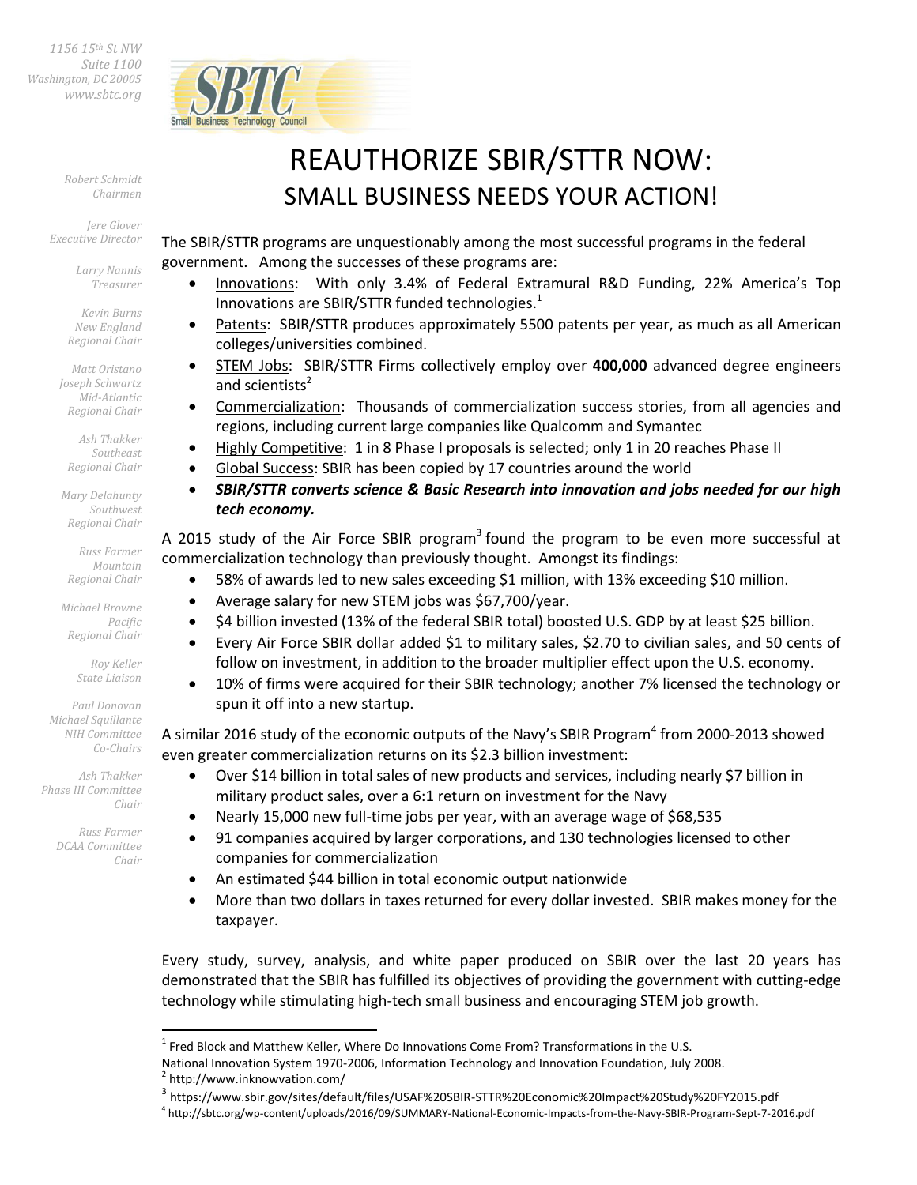1156 15th St NW
Suite 1100
Washington, DC 20005
www.sbtc.org

Small Business Technology Council

*Robert Schmidt*
*Chairmen*

*Jere Glover*
*Executive Director*

*Larry Nannis*
*Treasurer*

*Kevin Burns*
*New England Regional Chair*

*Matt Oristano*
*Joseph Schwartz*
*Mid-Atlantic Regional Chair*

*Ash Thakker*
*Southeast Regional Chair*

*Mary Delahunty*
*Southwest Regional Chair*

*Russ Farmer*
*Mountain Regional Chair*

*Michael Browne*
*Pacific Regional Chair*

*Roy Keller*
*State Liaison*

*Paul Donovan*
*Michael Squillante*
*NIH Committee Co-Chairs*

*Ash Thakker*
*Phase III Committee Chair*

*Russ Farmer*
*DCAA Committee Chair*

# REAUTHORIZE SBIR/STTR NOW:

## SMALL BUSINESS NEEDS YOUR ACTION!

The SBIR/STTR programs are unquestionably among the most successful programs in the federal government. Among the successes of these programs are:

- Innovations: With only 3.4% of Federal Extramural R&D Funding, 22% America's Top Innovations are SBIR/STTR funded technologies.[1]
- Patents: SBIR/STTR produces approximately 5500 patents per year, as much as all American colleges/universities combined.
- STEM Jobs: SBIR/STTR Firms collectively employ over **400,000** advanced degree engineers and scientists[2]
- Commercialization: Thousands of commercialization success stories, from all agencies and regions, including current large companies like Qualcomm and Symantec
- Highly Competitive: 1 in 8 Phase I proposals is selected; only 1 in 20 reaches Phase II
- Global Success: SBIR has been copied by 17 countries around the world
- ***SBIR/STTR converts science & Basic Research into innovation and jobs needed for our high tech economy.***

A 2015 study of the Air Force SBIR program[3] found the program to be even more successful at commercialization technology than previously thought. Amongst its findings:

- 58% of awards led to new sales exceeding $1 million, with 13% exceeding $10 million.
- Average salary for new STEM jobs was $67,700/year.
- $4 billion invested (13% of the federal SBIR total) boosted U.S. GDP by at least $25 billion.
- Every Air Force SBIR dollar added $1 to military sales, $2.70 to civilian sales, and 50 cents of follow on investment, in addition to the broader multiplier effect upon the U.S. economy.
- 10% of firms were acquired for their SBIR technology; another 7% licensed the technology or spun it off into a new startup.

A similar 2016 study of the economic outputs of the Navy's SBIR Program[4] from 2000-2013 showed even greater commercialization returns on its $2.3 billion investment:

- Over $14 billion in total sales of new products and services, including nearly $7 billion in military product sales, over a 6:1 return on investment for the Navy
- Nearly 15,000 new full-time jobs per year, with an average wage of $68,535
- 91 companies acquired by larger corporations, and 130 technologies licensed to other companies for commercialization
- An estimated $44 billion in total economic output nationwide
- More than two dollars in taxes returned for every dollar invested. SBIR makes money for the taxpayer.

Every study, survey, analysis, and white paper produced on SBIR over the last 20 years has demonstrated that the SBIR has fulfilled its objectives of providing the government with cutting-edge technology while stimulating high-tech small business and encouraging STEM job growth.

---

[1] Fred Block and Matthew Keller, Where Do Innovations Come From? Transformations in the U.S. National Innovation System 1970-2006, Information Technology and Innovation Foundation, July 2008.

[2] http://www.inknowvation.com/

[3] https://www.sbir.gov/sites/default/files/USAF%20SBIR-STTR%20Economic%20Impact%20Study%20FY2015.pdf

[4] http://sbtc.org/wp-content/uploads/2016/09/SUMMARY-National-Economic-Impacts-from-the-Navy-SBIR-Program-Sept-7-2016.pdf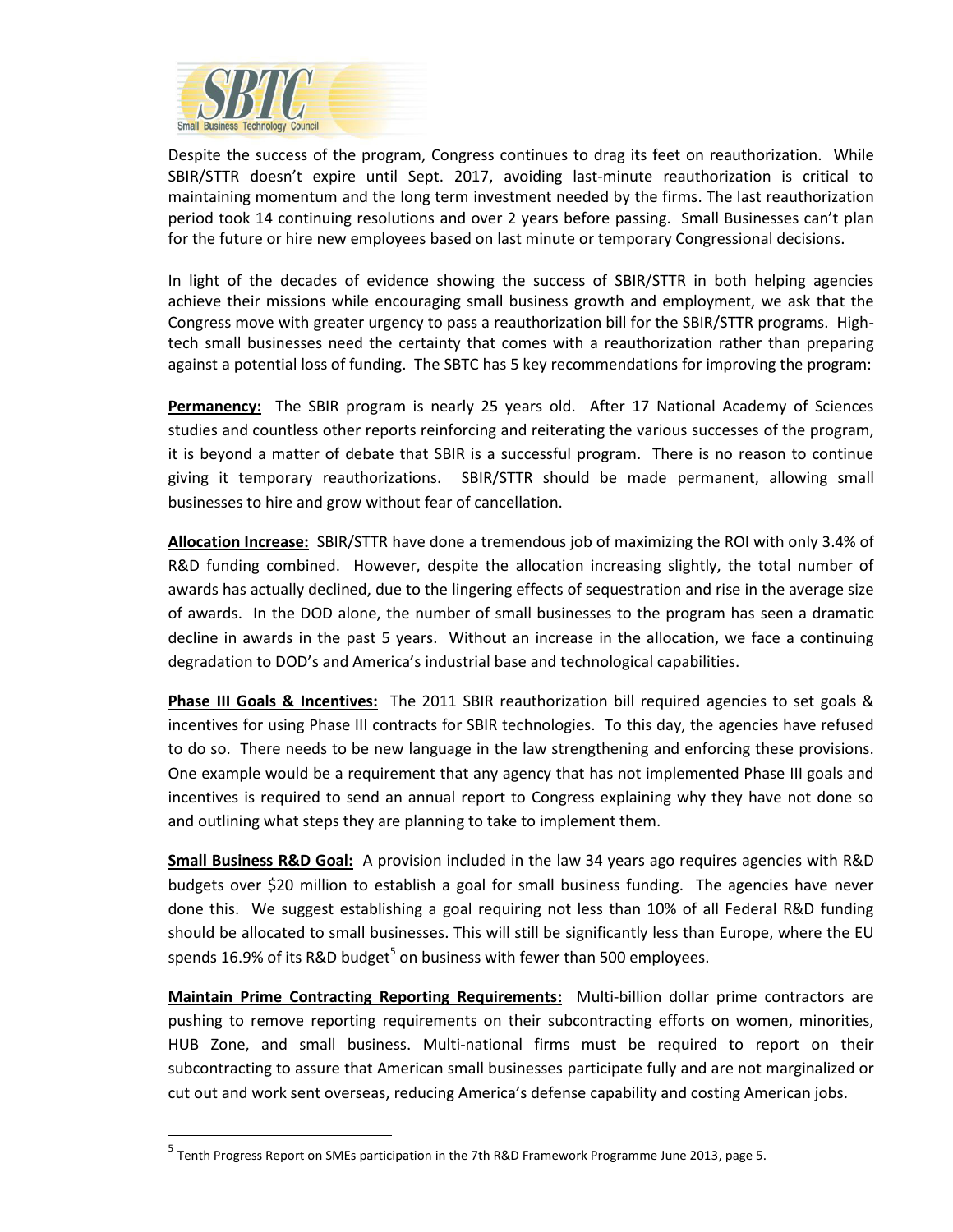Despite the success of the program, Congress continues to drag its feet on reauthorization. While SBIR/STTR doesn't expire until Sept. 2017, avoiding last-minute reauthorization is critical to maintaining momentum and the long term investment needed by the firms. The last reauthorization period took 14 continuing resolutions and over 2 years before passing. Small Businesses can't plan for the future or hire new employees based on last minute or temporary Congressional decisions.

In light of the decades of evidence showing the success of SBIR/STTR in both helping agencies achieve their missions while encouraging small business growth and employment, we ask that the Congress move with greater urgency to pass a reauthorization bill for the SBIR/STTR programs. High-tech small businesses need the certainty that comes with a reauthorization rather than preparing against a potential loss of funding. The SBTC has 5 key recommendations for improving the program:

**Permanency:** The SBIR program is nearly 25 years old. After 17 National Academy of Sciences studies and countless other reports reinforcing and reiterating the various successes of the program, it is beyond a matter of debate that SBIR is a successful program. There is no reason to continue giving it temporary reauthorizations. SBIR/STTR should be made permanent, allowing small businesses to hire and grow without fear of cancellation.

**Allocation Increase:** SBIR/STTR have done a tremendous job of maximizing the ROI with only 3.4% of R&D funding combined. However, despite the allocation increasing slightly, the total number of awards has actually declined, due to the lingering effects of sequestration and rise in the average size of awards. In the DOD alone, the number of small businesses to the program has seen a dramatic decline in awards in the past 5 years. Without an increase in the allocation, we face a continuing degradation to DOD's and America's industrial base and technological capabilities.

**Phase III Goals & Incentives:** The 2011 SBIR reauthorization bill required agencies to set goals & incentives for using Phase III contracts for SBIR technologies. To this day, the agencies have refused to do so. There needs to be new language in the law strengthening and enforcing these provisions. One example would be a requirement that any agency that has not implemented Phase III goals and incentives is required to send an annual report to Congress explaining why they have not done so and outlining what steps they are planning to take to implement them.

**Small Business R&D Goal:** A provision included in the law 34 years ago requires agencies with R&D budgets over $20 million to establish a goal for small business funding. The agencies have never done this. We suggest establishing a goal requiring not less than 10% of all Federal R&D funding should be allocated to small businesses. This will still be significantly less than Europe, where the EU spends 16.9% of its R&D budget[5] on business with fewer than 500 employees.

**Maintain Prime Contracting Reporting Requirements:** Multi-billion dollar prime contractors are pushing to remove reporting requirements on their subcontracting efforts on women, minorities, HUB Zone, and small business. Multi-national firms must be required to report on their subcontracting to assure that American small businesses participate fully and are not marginalized or cut out and work sent overseas, reducing America's defense capability and costing American jobs.

---

[5] Tenth Progress Report on SMEs participation in the 7th R&D Framework Programme June 2013, page 5.